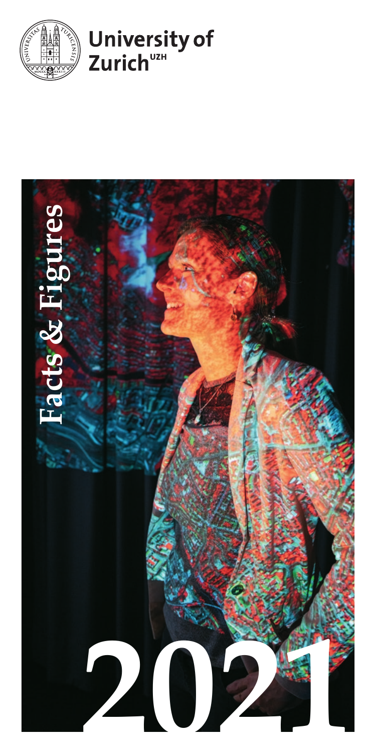University of Zurich[UZH]

# Facts & Figures

# 2021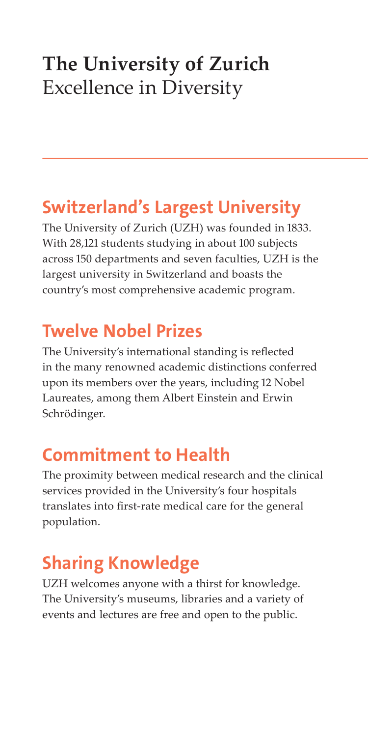# The University of Zurich
Excellence in Diversity

## Switzerland's Largest University

The University of Zurich (UZH) was founded in 1833. With 28,121 students studying in about 100 subjects across 150 departments and seven faculties, UZH is the largest university in Switzerland and boasts the country's most comprehensive academic program.

## Twelve Nobel Prizes

The University's international standing is reflected in the many renowned academic distinctions conferred upon its members over the years, including 12 Nobel Laureates, among them Albert Einstein and Erwin Schrödinger.

## Commitment to Health

The proximity between medical research and the clinical services provided in the University's four hospitals translates into first-rate medical care for the general population.

## Sharing Knowledge

UZH welcomes anyone with a thirst for knowledge. The University's museums, libraries and a variety of events and lectures are free and open to the public.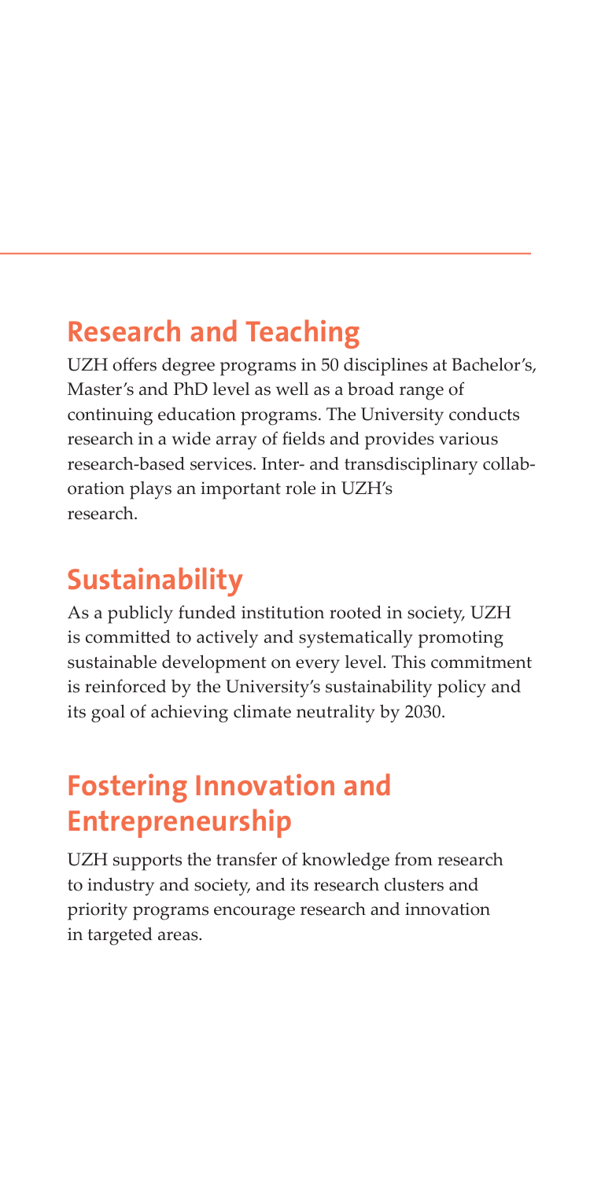## Research and Teaching

UZH offers degree programs in 50 disciplines at Bachelor's, Master's and PhD level as well as a broad range of continuing education programs. The University conducts research in a wide array of fields and provides various research-based services. Inter- and transdisciplinary collaboration plays an important role in UZH's research.

## Sustainability

As a publicly funded institution rooted in society, UZH is committed to actively and systematically promoting sustainable development on every level. This commitment is reinforced by the University's sustainability policy and its goal of achieving climate neutrality by 2030.

## Fostering Innovation and Entrepreneurship

UZH supports the transfer of knowledge from research to industry and society, and its research clusters and priority programs encourage research and innovation in targeted areas.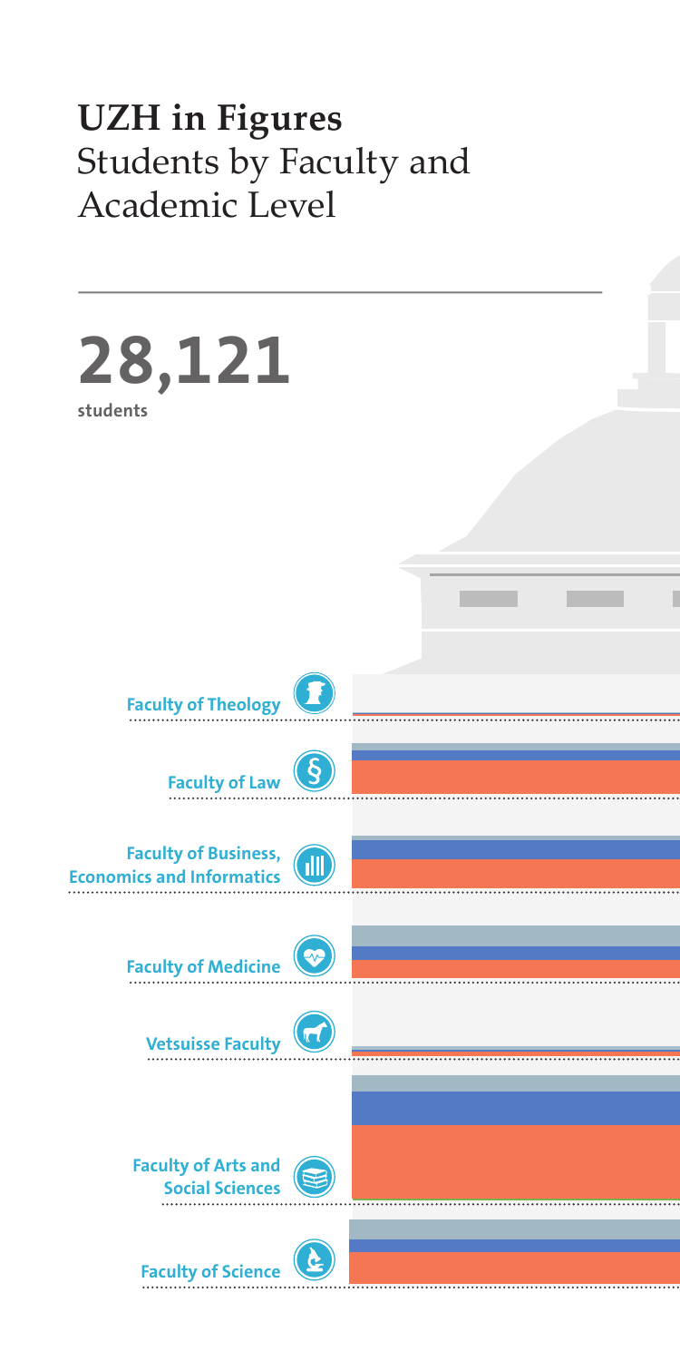# UZH in Figures
## Students by Faculty and Academic Level

**28,121**
**students**

Faculty of Theology

Faculty of Law

Faculty of Business, Economics and Informatics

Faculty of Medicine

Vetsuisse Faculty

Faculty of Arts and Social Sciences

Faculty of Science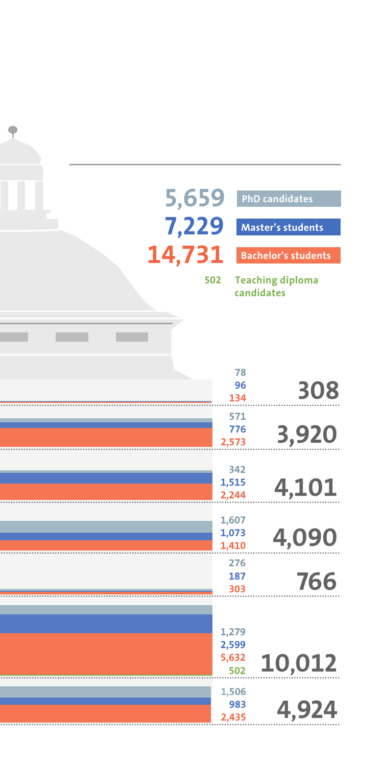5,659 PhD candidates

7,229 Master's students

14,731 Bachelor's students

502 Teaching diploma candidates

| PhD candidates | Master's students | Bachelor's students | Teaching diploma candidates | Total |
|---|---|---|---|---|
| 78 | 96 | 134 | | 308 |
| 571 | 776 | 2,573 | | 3,920 |
| 342 | 1,515 | 2,244 | | 4,101 |
| 1,607 | 1,073 | 1,410 | | 4,090 |
| 276 | 187 | 303 | | 766 |
| 1,279 | 2,599 | 5,632 | 502 | 10,012 |
| 1,506 | 983 | 2,435 | | 4,924 |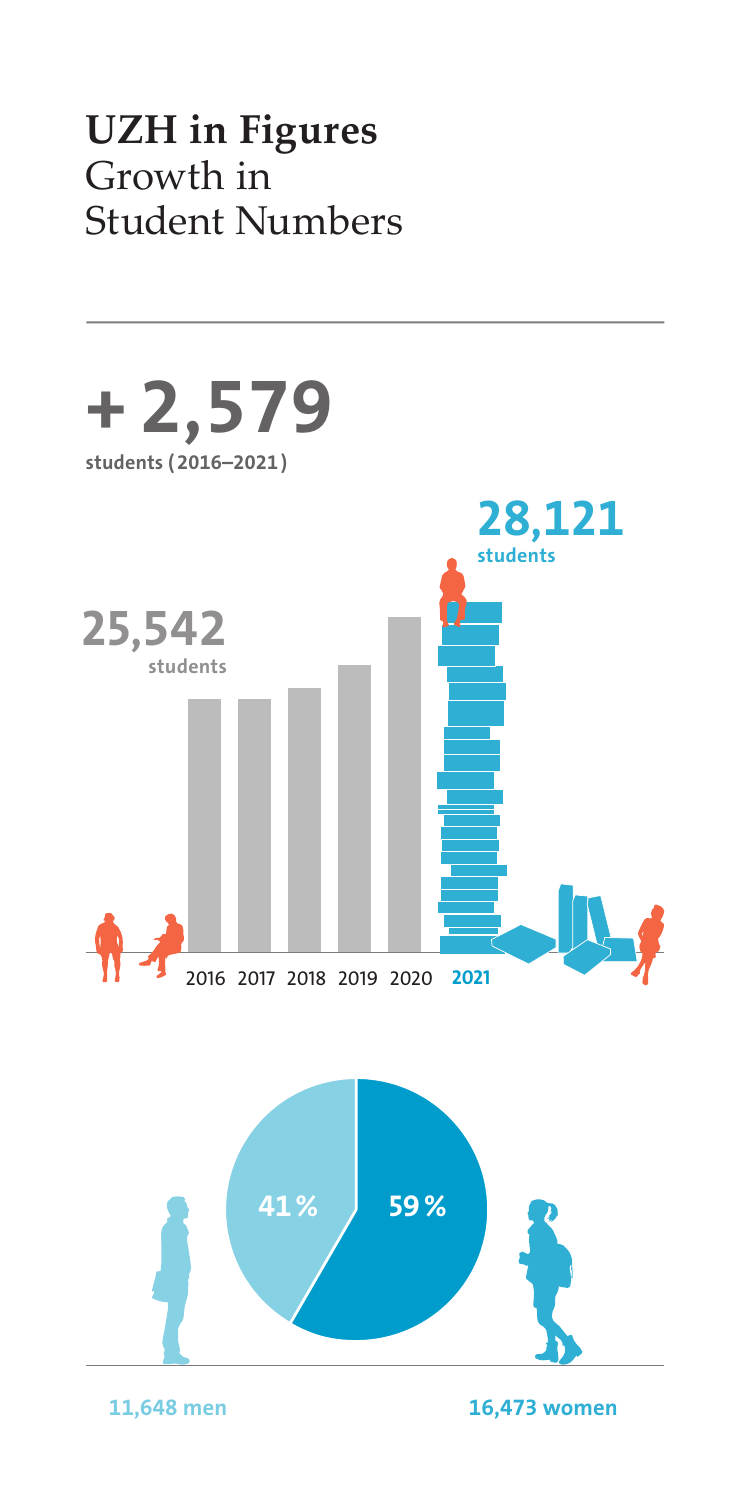# UZH in Figures
## Growth in Student Numbers

**+ 2,579**
**students (2016–2021)**

**25,542**
**students**

**28,121**
**students**

2016 2017 2018 2019 2020 **2021**

41 %

59 %

**11,648 men**

**16,473 women**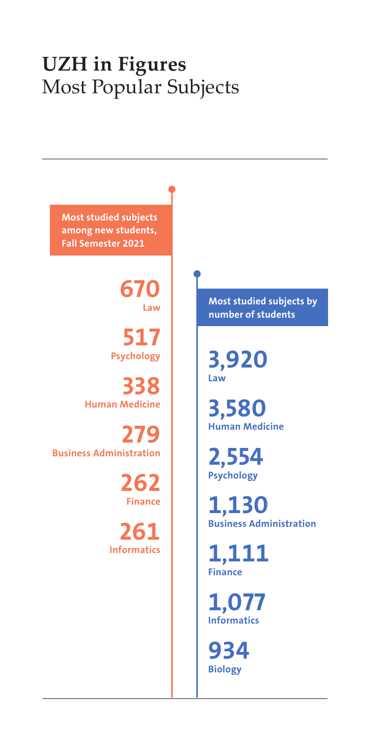# UZH in Figures
## Most Popular Subjects

### Most studied subjects among new students, Fall Semester 2021

**670**
Law

**517**
Psychology

**338**
Human Medicine

**279**
Business Administration

**262**
Finance

**261**
Informatics

### Most studied subjects by number of students

**3,920**
Law

**3,580**
Human Medicine

**2,554**
Psychology

**1,130**
Business Administration

**1,111**
Finance

**1,077**
Informatics

**934**
Biology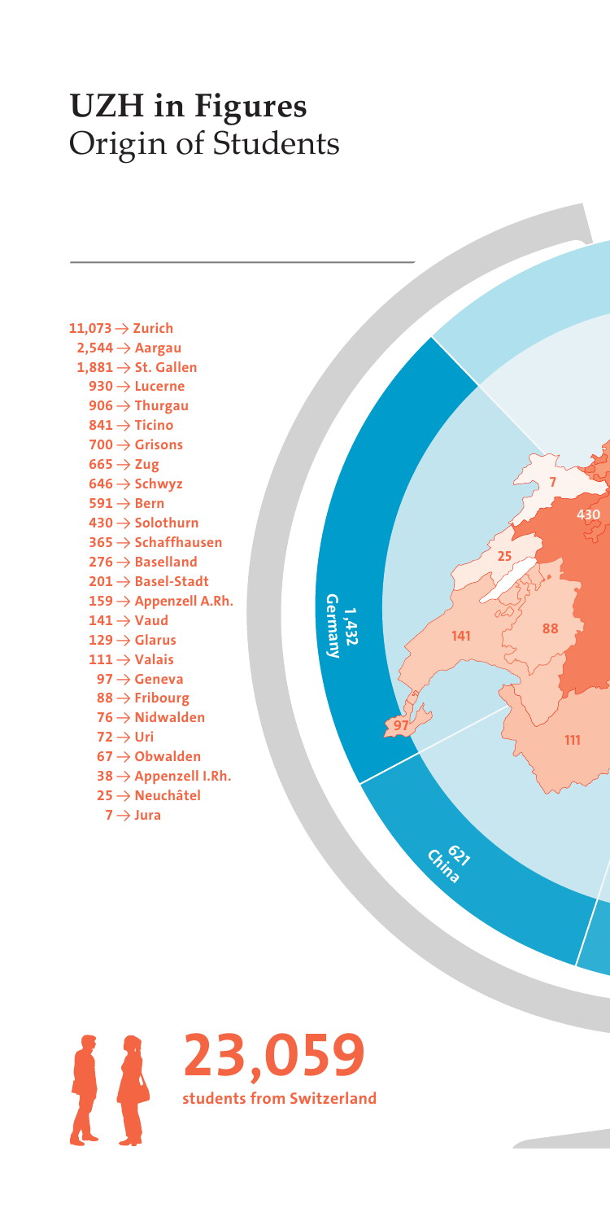# UZH in Figures
## Origin of Students

- 11,073 → Zurich
- 2,544 → Aargau
- 1,881 → St. Gallen
- 930 → Lucerne
- 906 → Thurgau
- 841 → Ticino
- 700 → Grisons
- 665 → Zug
- 646 → Schwyz
- 591 → Bern
- 430 → Solothurn
- 365 → Schaffhausen
- 276 → Baselland
- 201 → Basel-Stadt
- 159 → Appenzell A.Rh.
- 141 → Vaud
- 129 → Glarus
- 111 → Valais
- 97 → Geneva
- 88 → Fribourg
- 76 → Nidwalden
- 72 → Uri
- 67 → Obwalden
- 38 → Appenzell I.Rh.
- 25 → Neuchâtel
- 7 → Jura

1,432 Germany

621 China

**23,059**
**students from Switzerland**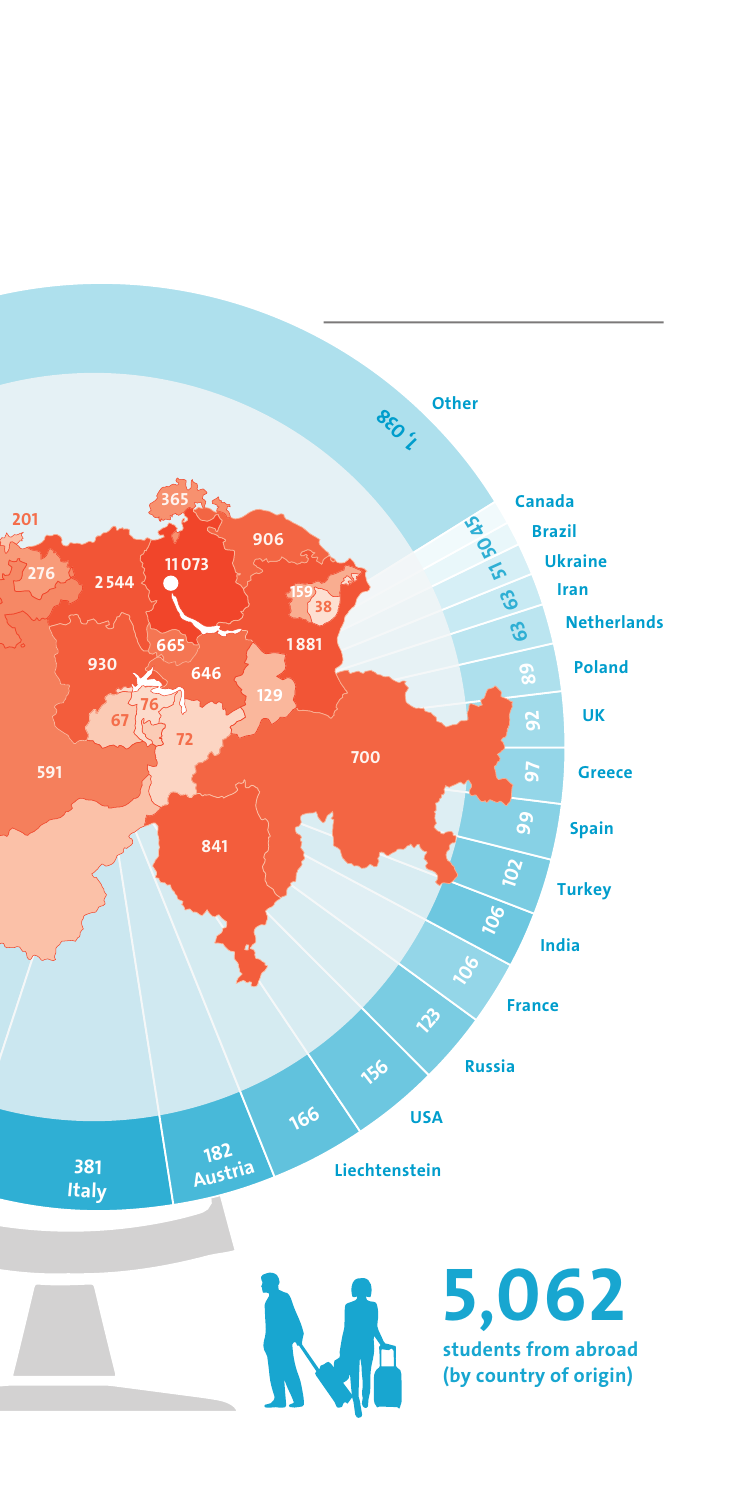| Country of origin | Students |
| --- | --- |
| Other | 1,038 |
| Canada | 45 |
| Brazil | 50 |
| Ukraine | 51 |
| Iran | 63 |
| Netherlands | 63 |
| Poland | 89 |
| UK | 92 |
| Greece | 97 |
| Spain | 99 |
| Turkey | 102 |
| India | 106 |
| France | 106 |
| Russia | 123 |
| USA | 156 |
| Liechtenstein | 166 |
| Austria | 182 |
| Italy | 381 |

Swiss map values: 11073, 2544, 1881, 930, 906, 841, 700, 665, 646, 591, 365, 276, 201, 159, 129, 76, 72, 67, 38

**5,062**

**students from abroad (by country of origin)**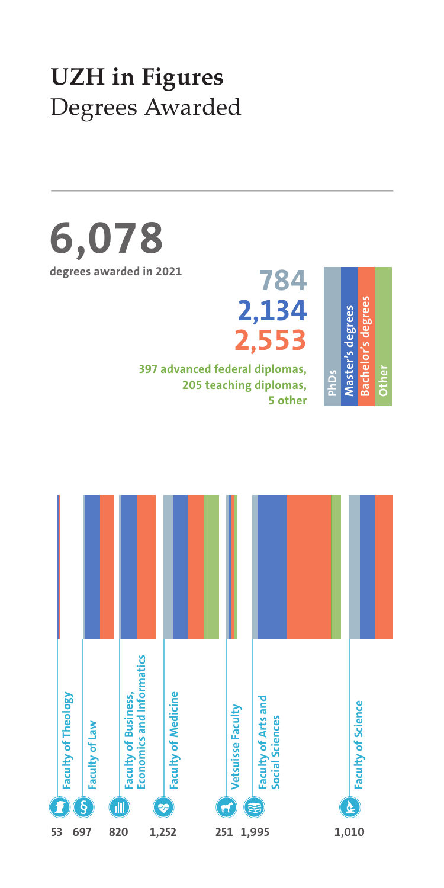# UZH in Figures
## Degrees Awarded

**6,078**
**degrees awarded in 2021**

**784** PhDs
**2,134** Master's degrees
**2,553** Bachelor's degrees

**397 advanced federal diplomas, 205 teaching diplomas, 5 other** (Other)

| Faculty | Degrees |
|---|---|
| Faculty of Theology | 53 |
| Faculty of Law | 697 |
| Faculty of Business, Economics and Informatics | 820 |
| Faculty of Medicine | 1,252 |
| Vetsuisse Faculty | 251 |
| Faculty of Arts and Social Sciences | 1,995 |
| Faculty of Science | 1,010 |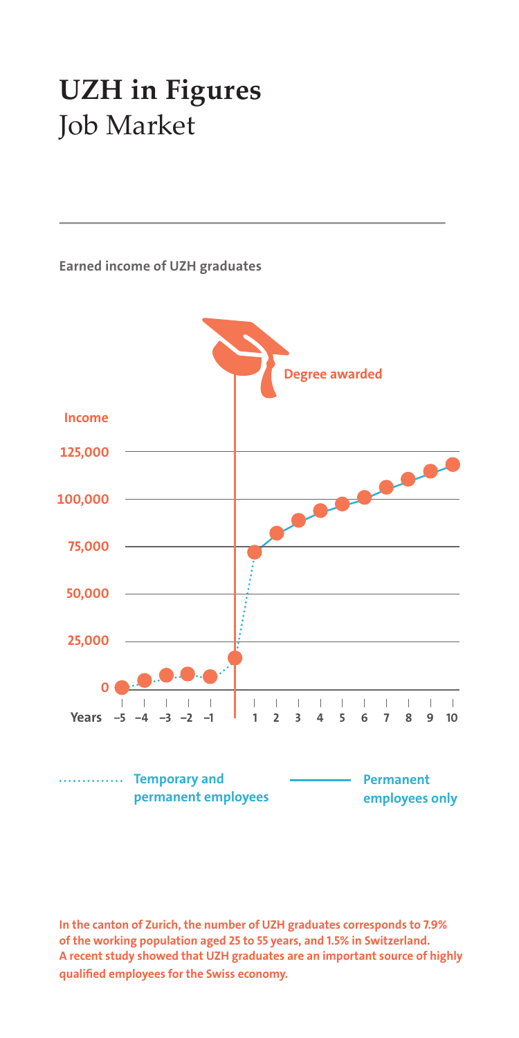# UZH in Figures
Job Market

**Earned income of UZH graduates**

Degree awarded

Income

125,000

100,000

75,000

50,000

25,000

0

Years –5 –4 –3 –2 –1 1 2 3 4 5 6 7 8 9 10

Temporary and permanent employees

Permanent employees only

**In the canton of Zurich, the number of UZH graduates corresponds to 7.9% of the working population aged 25 to 55 years, and 1.5% in Switzerland. A recent study showed that UZH graduates are an important source of highly qualified employees for the Swiss economy.**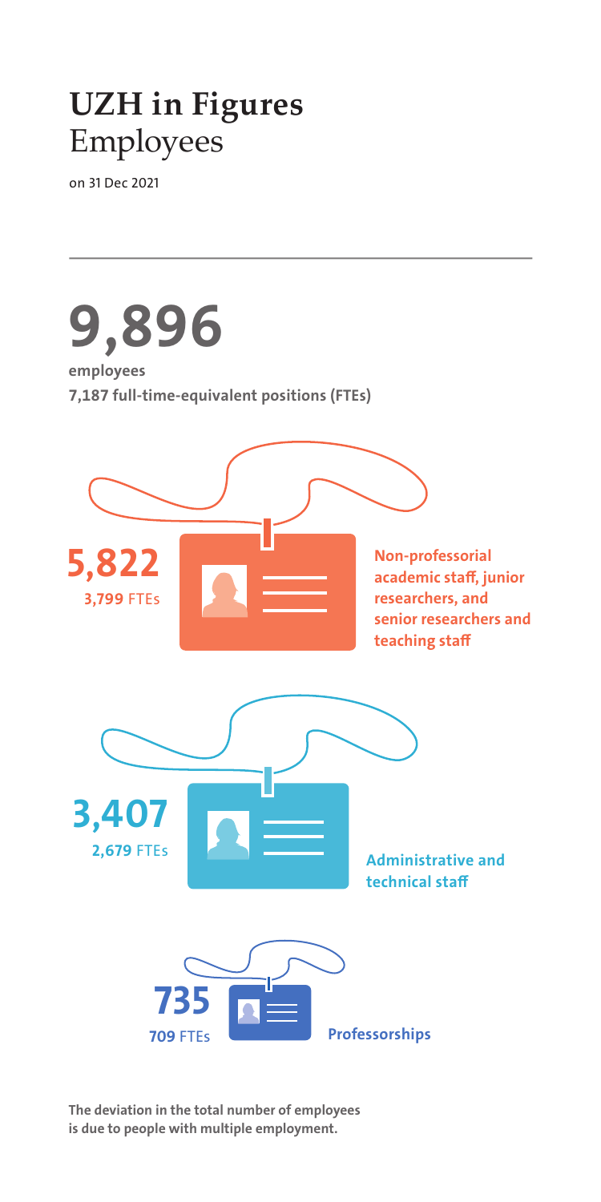# UZH in Figures
## Employees

on 31 Dec 2021

**9,896**

**employees**

**7,187 full-time-equivalent positions (FTEs)**

**5,822**
**3,799** FTEs

**Non-professorial academic staff, junior researchers, and senior researchers and teaching staff**

**3,407**
**2,679** FTEs

**Administrative and technical staff**

**735**
**709** FTEs

**Professorships**

**The deviation in the total number of employees is due to people with multiple employment.**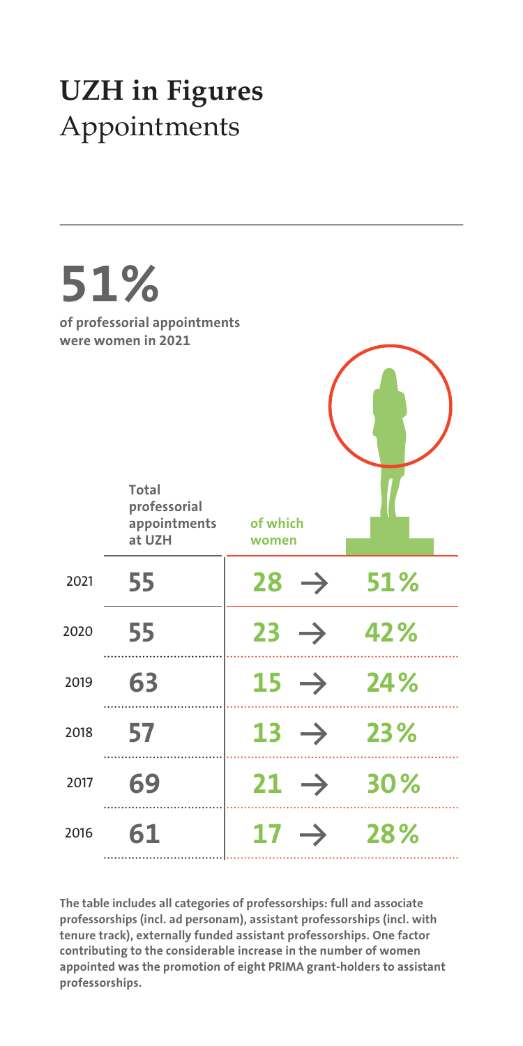# UZH in Figures
## Appointments

**51%**

**of professorial appointments were women in 2021**

| | Total professorial appointments at UZH | of which women | |
|---|---|---|---|
| 2021 | 55 | 28 → | 51% |
| 2020 | 55 | 23 → | 42% |
| 2019 | 63 | 15 → | 24% |
| 2018 | 57 | 13 → | 23% |
| 2017 | 69 | 21 → | 30% |
| 2016 | 61 | 17 → | 28% |

**The table includes all categories of professorships: full and associate professorships (incl. ad personam), assistant professorships (incl. with tenure track), externally funded assistant professorships. One factor contributing to the considerable increase in the number of women appointed was the promotion of eight PRIMA grant-holders to assistant professorships.**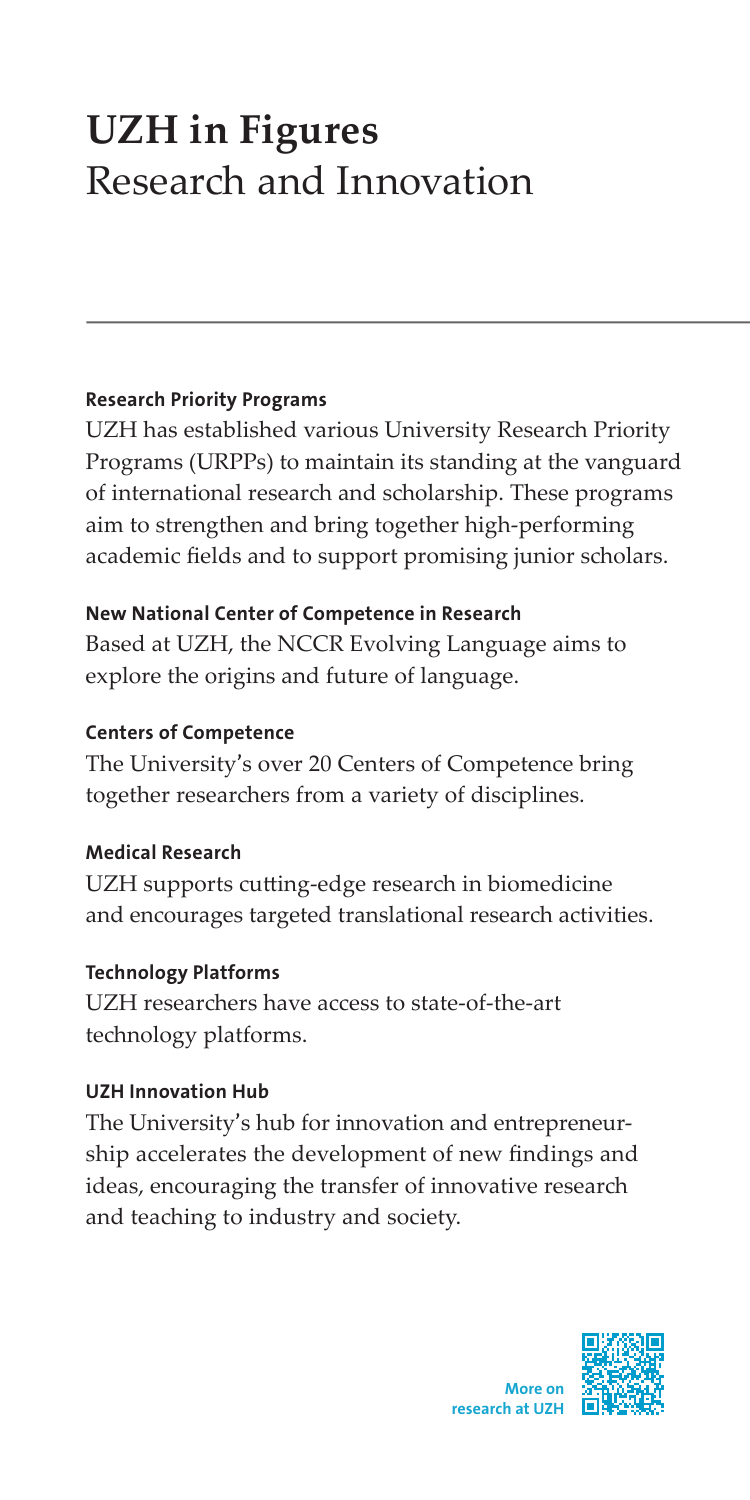# UZH in Figures
## Research and Innovation

**Research Priority Programs**

UZH has established various University Research Priority Programs (URPPs) to maintain its standing at the vanguard of international research and scholarship. These programs aim to strengthen and bring together high-performing academic fields and to support promising junior scholars.

**New National Center of Competence in Research**

Based at UZH, the NCCR Evolving Language aims to explore the origins and future of language.

**Centers of Competence**

The University's over 20 Centers of Competence bring together researchers from a variety of disciplines.

**Medical Research**

UZH supports cutting-edge research in biomedicine and encourages targeted translational research activities.

**Technology Platforms**

UZH researchers have access to state-of-the-art technology platforms.

**UZH Innovation Hub**

The University's hub for innovation and entrepreneurship accelerates the development of new findings and ideas, encouraging the transfer of innovative research and teaching to industry and society.

**More on research at UZH**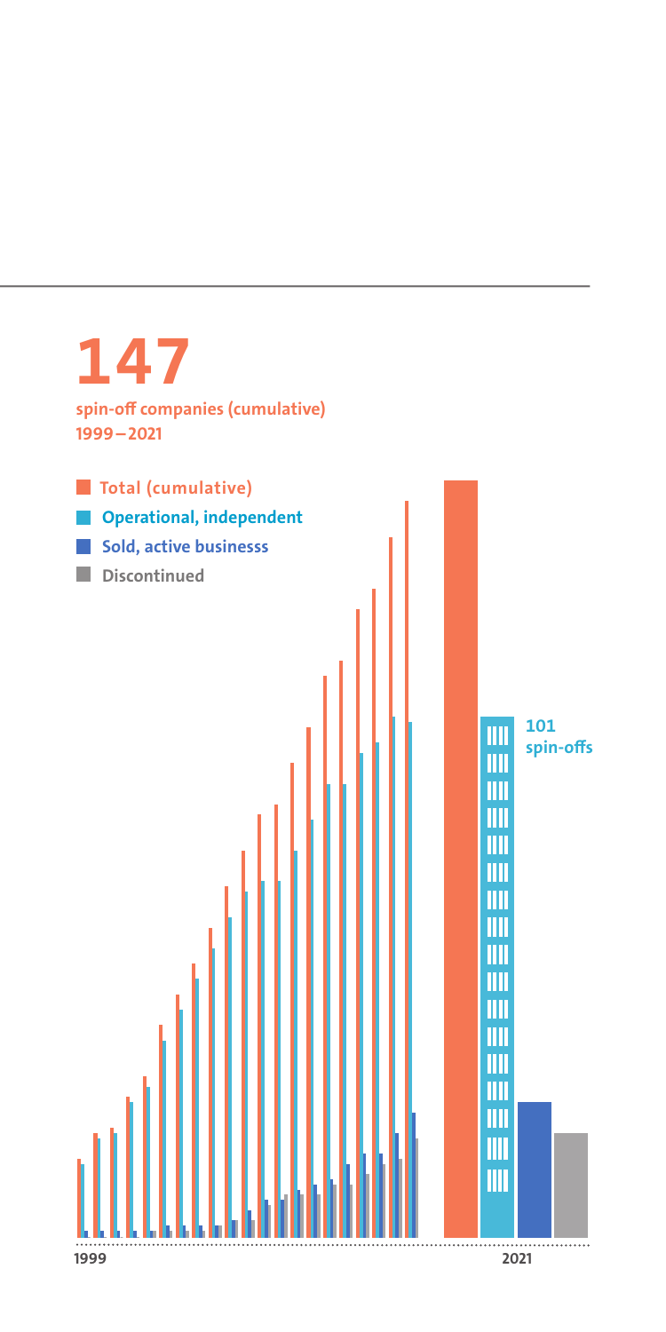# 147

**spin-off companies (cumulative) 1999–2021**

- Total (cumulative)
- Operational, independent
- Sold, active businesss
- Discontinued

101 spin-offs

1999

2021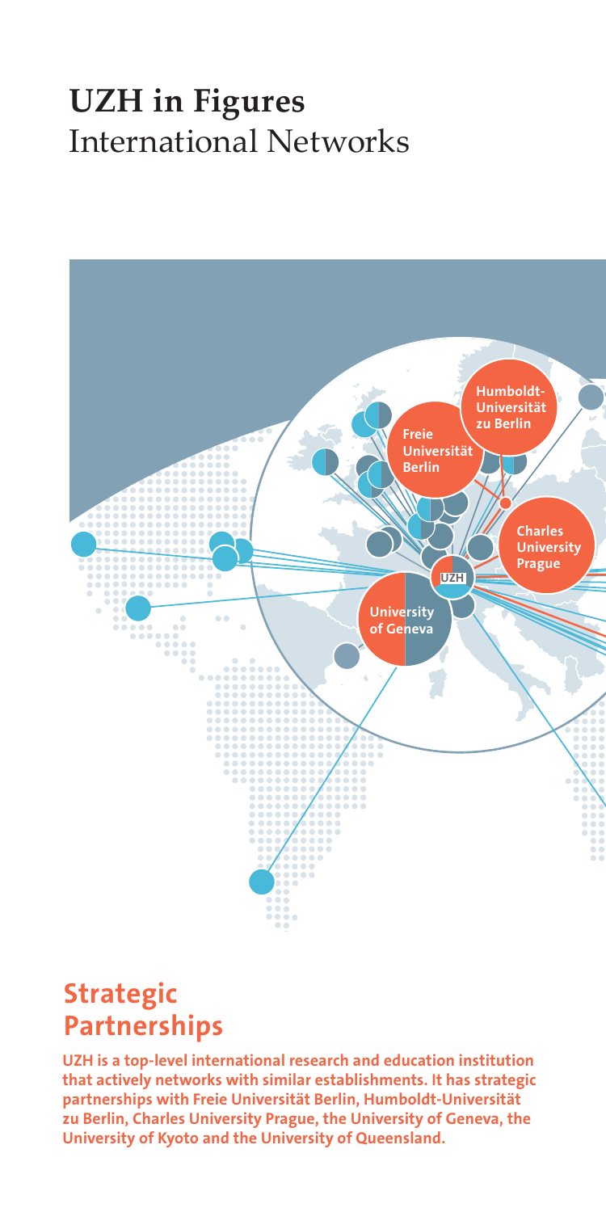# UZH in Figures
International Networks

## Strategic Partnerships

**UZH is a top-level international research and education institution that actively networks with similar establishments. It has strategic partnerships with Freie Universität Berlin, Humboldt-Universität zu Berlin, Charles University Prague, the University of Geneva, the University of Kyoto and the University of Queensland.**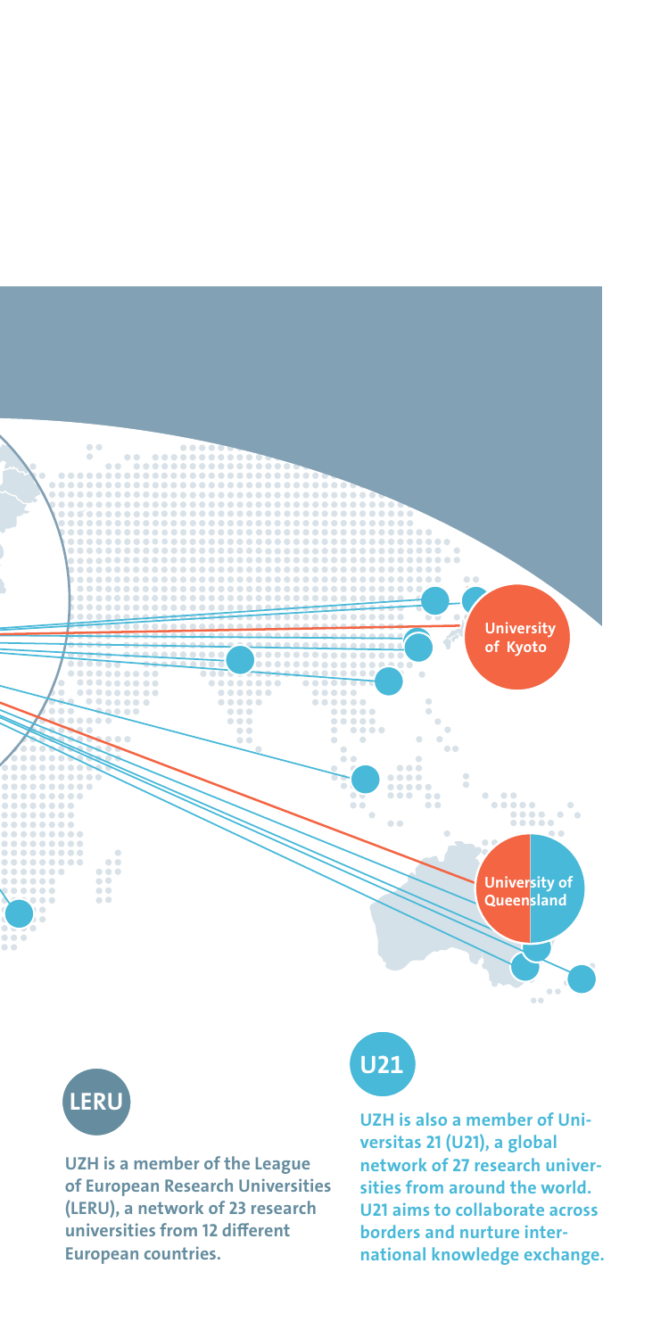University of Kyoto

University of Queensland

**LERU**

**UZH is a member of the League of European Research Universities (LERU), a network of 23 research universities from 12 different European countries.**

**U21**

**UZH is also a member of Universitas 21 (U21), a global network of 27 research universities from around the world. U21 aims to collaborate across borders and nurture international knowledge exchange.**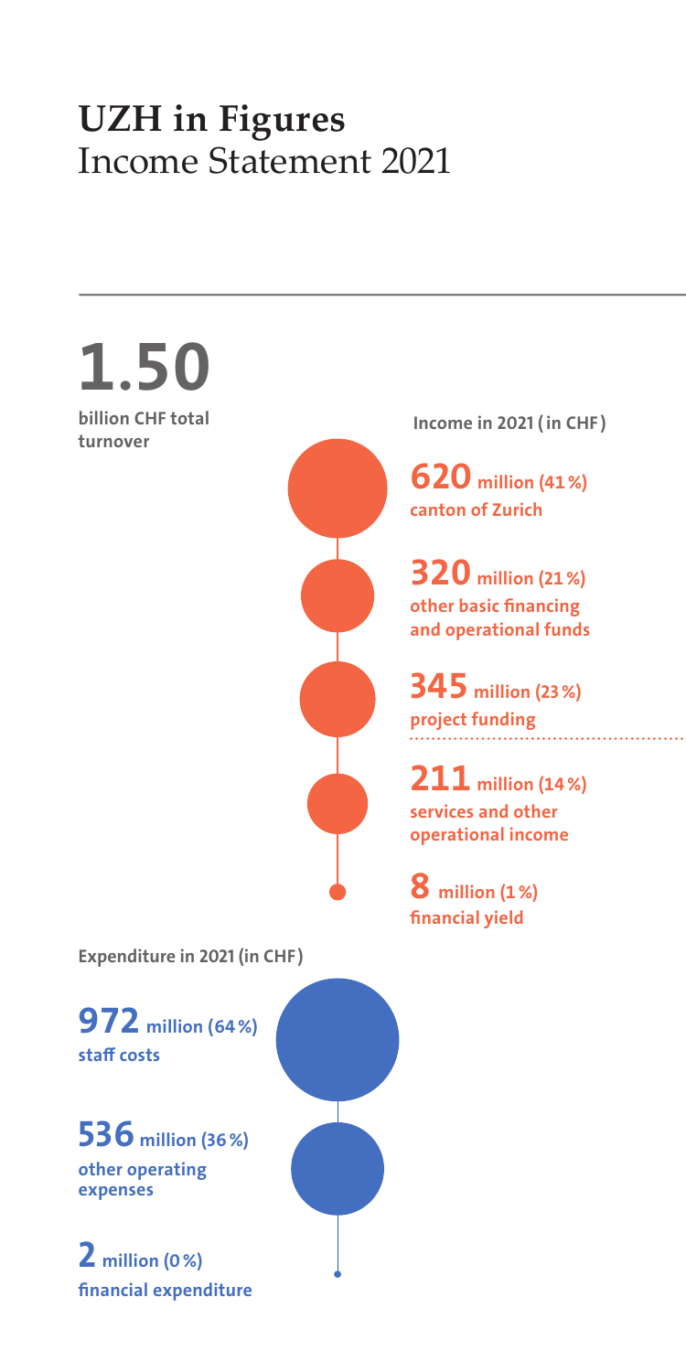# UZH in Figures
## Income Statement 2021

**1.50**
**billion CHF total turnover**

**Income in 2021 (in CHF)**

**620 million (41 %)**
**canton of Zurich**

**320 million (21 %)**
**other basic financing and operational funds**

**345 million (23 %)**
**project funding**

**211 million (14 %)**
**services and other operational income**

**8 million (1 %)**
**financial yield**

**Expenditure in 2021 (in CHF)**

**972 million (64 %)**
**staff costs**

**536 million (36 %)**
**other operating expenses**

**2 million (0 %)**
**financial expenditure**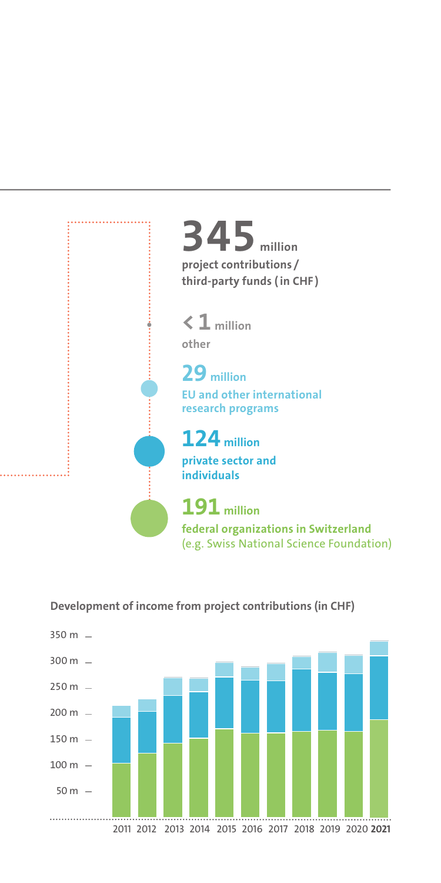**345** million
project contributions / third-party funds (in CHF)

**< 1** million
other

**29** million
EU and other international research programs

**124** million
private sector and individuals

**191** million
federal organizations in Switzerland (e.g. Swiss National Science Foundation)

**Development of income from project contributions (in CHF)**

350 m
300 m
250 m
200 m
150 m
100 m
50 m

2011 2012 2013 2014 2015 2016 2017 2018 2019 2020 **2021**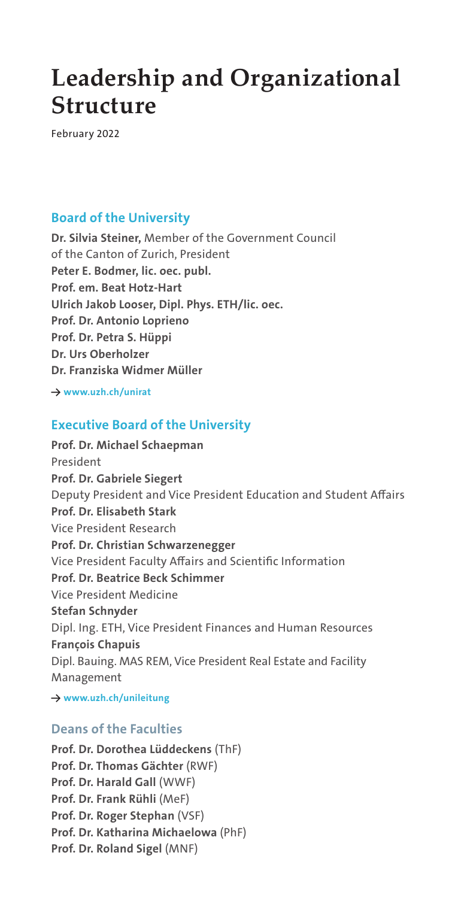# Leadership and Organizational Structure

February 2022

## Board of the University

**Dr. Silvia Steiner,** Member of the Government Council of the Canton of Zurich, President
**Peter E. Bodmer, lic. oec. publ.**
**Prof. em. Beat Hotz-Hart**
**Ulrich Jakob Looser, Dipl. Phys. ETH/lic. oec.**
**Prof. Dr. Antonio Loprieno**
**Prof. Dr. Petra S. Hüppi**
**Dr. Urs Oberholzer**
**Dr. Franziska Widmer Müller**

→ **www.uzh.ch/unirat**

## Executive Board of the University

**Prof. Dr. Michael Schaepman**
President
**Prof. Dr. Gabriele Siegert**
Deputy President and Vice President Education and Student Affairs
**Prof. Dr. Elisabeth Stark**
Vice President Research
**Prof. Dr. Christian Schwarzenegger**
Vice President Faculty Affairs and Scientific Information
**Prof. Dr. Beatrice Beck Schimmer**
Vice President Medicine
**Stefan Schnyder**
Dipl. Ing. ETH, Vice President Finances and Human Resources
**François Chapuis**
Dipl. Bauing. MAS REM, Vice President Real Estate and Facility Management

→ **www.uzh.ch/unileitung**

### Deans of the Faculties

**Prof. Dr. Dorothea Lüddeckens** (ThF)
**Prof. Dr. Thomas Gächter** (RWF)
**Prof. Dr. Harald Gall** (WWF)
**Prof. Dr. Frank Rühli** (MeF)
**Prof. Dr. Roger Stephan** (VSF)
**Prof. Dr. Katharina Michaelowa** (PhF)
**Prof. Dr. Roland Sigel** (MNF)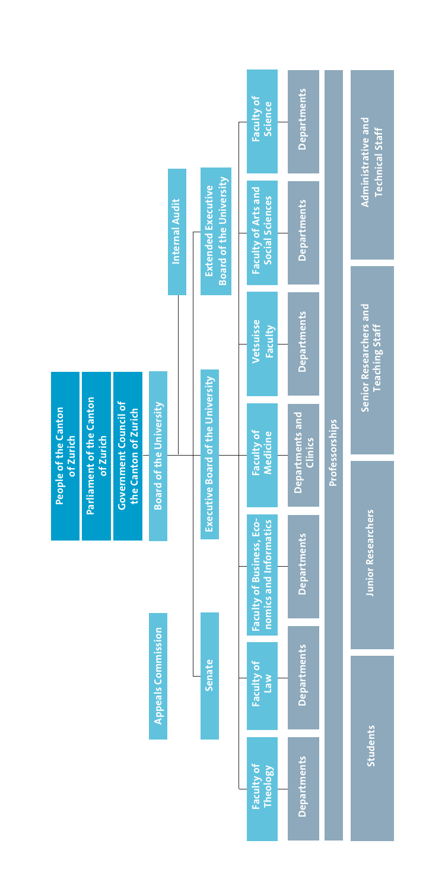- People of the Canton of Zurich
- Parliament of the Canton of Zurich
- Government Council of the Canton of Zurich
- Board of the University
  - Appeals Commission
  - Internal Audit
  - Executive Board of the University
    - Senate
    - Extended Executive Board of the University
    - Faculty of Theology
      - Departments
    - Faculty of Law
      - Departments
    - Faculty of Business, Economics and Informatics
      - Departments
    - Faculty of Medicine
      - Departments and Clinics
    - Vetsuisse Faculty
      - Departments
    - Faculty of Arts and Social Sciences
      - Departments
    - Faculty of Science
      - Departments

Professorships

| Students | Junior Researchers | Senior Researchers and Teaching Staff | Administrative and Technical Staff |
| --- | --- | --- | --- |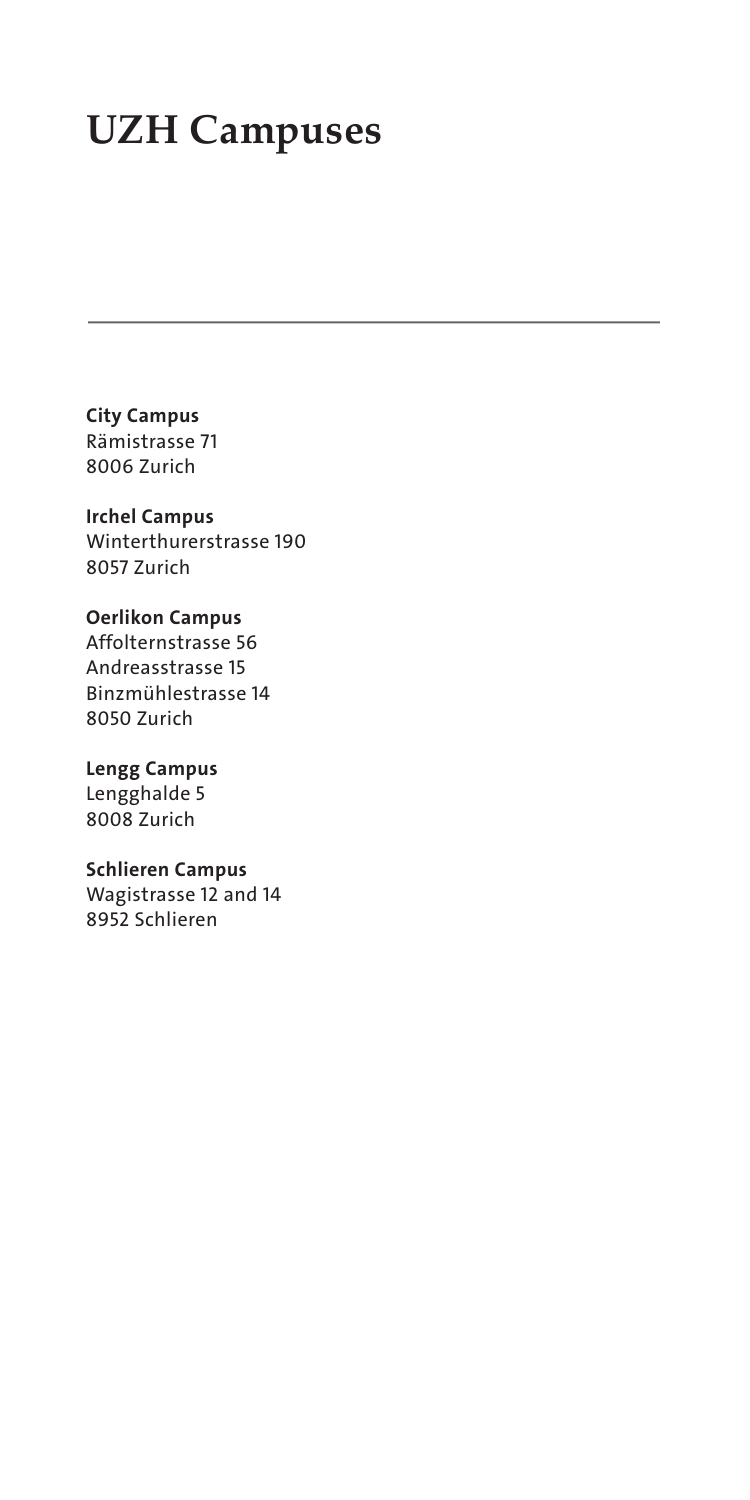# UZH Campuses

---

**City Campus**
Rämistrasse 71
8006 Zurich

**Irchel Campus**
Winterthurerstrasse 190
8057 Zurich

**Oerlikon Campus**
Affolternstrasse 56
Andreasstrasse 15
Binzmühlestrasse 14
8050 Zurich

**Lengg Campus**
Lengghalde 5
8008 Zurich

**Schlieren Campus**
Wagistrasse 12 and 14
8952 Schlieren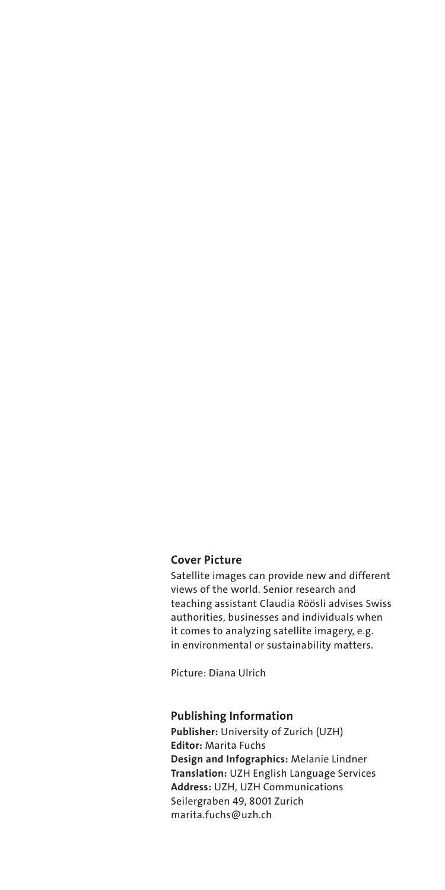## Cover Picture

Satellite images can provide new and different views of the world. Senior research and teaching assistant Claudia Röösli advises Swiss authorities, businesses and individuals when it comes to analyzing satellite imagery, e.g. in environmental or sustainability matters.

Picture: Diana Ulrich

## Publishing Information

**Publisher:** University of Zurich (UZH)
**Editor:** Marita Fuchs
**Design and Infographics:** Melanie Lindner
**Translation:** UZH English Language Services
**Address:** UZH, UZH Communications
Seilergraben 49, 8001 Zurich
marita.fuchs@uzh.ch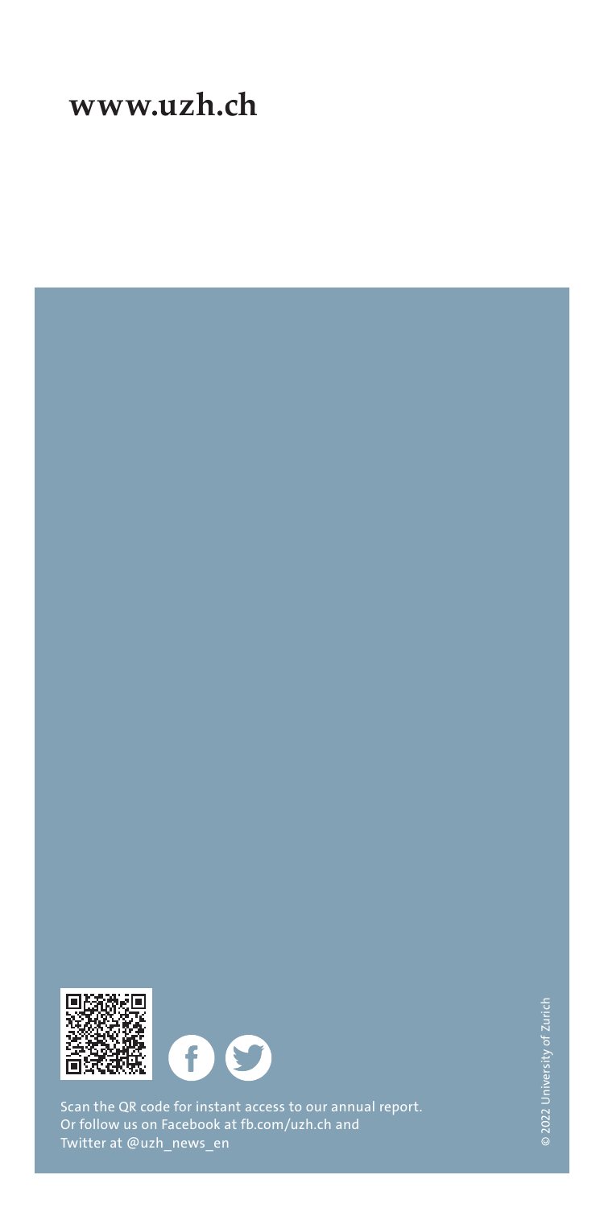**www.uzh.ch**

Scan the QR code for instant access to our annual report.
Or follow us on Facebook at fb.com/uzh.ch and
Twitter at @uzh_news_en

© 2022 University of Zurich